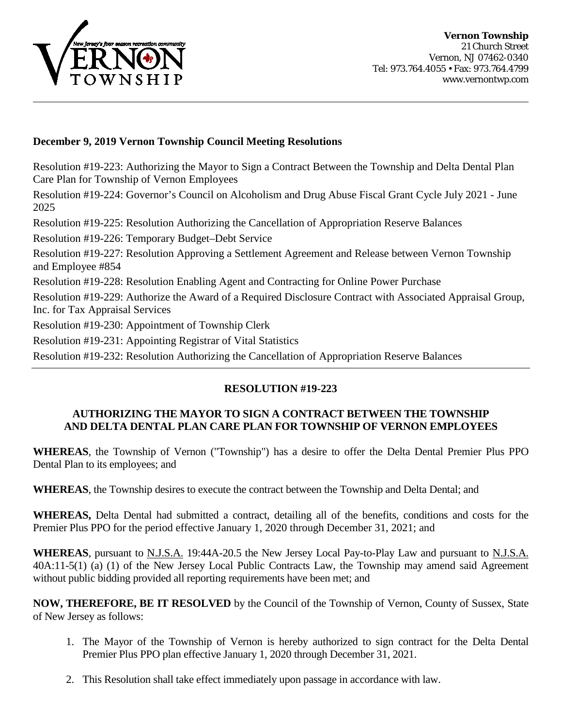**Vernon Township**
21 Church Street
Vernon, NJ 07462-0340
Tel: 973.764.4055 • Fax: 973.764.4799
www.vernontwp.com

## December 9, 2019 Vernon Township Council Meeting Resolutions

Resolution #19-223: Authorizing the Mayor to Sign a Contract Between the Township and Delta Dental Plan Care Plan for Township of Vernon Employees

Resolution #19-224: Governor's Council on Alcoholism and Drug Abuse Fiscal Grant Cycle July 2021 - June 2025

Resolution #19-225: Resolution Authorizing the Cancellation of Appropriation Reserve Balances

Resolution #19-226: Temporary Budget–Debt Service

Resolution #19-227: Resolution Approving a Settlement Agreement and Release between Vernon Township and Employee #854

Resolution #19-228: Resolution Enabling Agent and Contracting for Online Power Purchase

Resolution #19-229: Authorize the Award of a Required Disclosure Contract with Associated Appraisal Group, Inc. for Tax Appraisal Services

Resolution #19-230: Appointment of Township Clerk

Resolution #19-231: Appointing Registrar of Vital Statistics

Resolution #19-232: Resolution Authorizing the Cancellation of Appropriation Reserve Balances

---

## RESOLUTION #19-223

### AUTHORIZING THE MAYOR TO SIGN A CONTRACT BETWEEN THE TOWNSHIP AND DELTA DENTAL PLAN CARE PLAN FOR TOWNSHIP OF VERNON EMPLOYEES

**WHEREAS**, the Township of Vernon ("Township") has a desire to offer the Delta Dental Premier Plus PPO Dental Plan to its employees; and

**WHEREAS**, the Township desires to execute the contract between the Township and Delta Dental; and

**WHEREAS,** Delta Dental had submitted a contract, detailing all of the benefits, conditions and costs for the Premier Plus PPO for the period effective January 1, 2020 through December 31, 2021; and

**WHEREAS**, pursuant to N.J.S.A. 19:44A-20.5 the New Jersey Local Pay-to-Play Law and pursuant to N.J.S.A. 40A:11-5(1) (a) (1) of the New Jersey Local Public Contracts Law, the Township may amend said Agreement without public bidding provided all reporting requirements have been met; and

**NOW, THEREFORE, BE IT RESOLVED** by the Council of the Township of Vernon, County of Sussex, State of New Jersey as follows:

1. The Mayor of the Township of Vernon is hereby authorized to sign contract for the Delta Dental Premier Plus PPO plan effective January 1, 2020 through December 31, 2021.
2. This Resolution shall take effect immediately upon passage in accordance with law.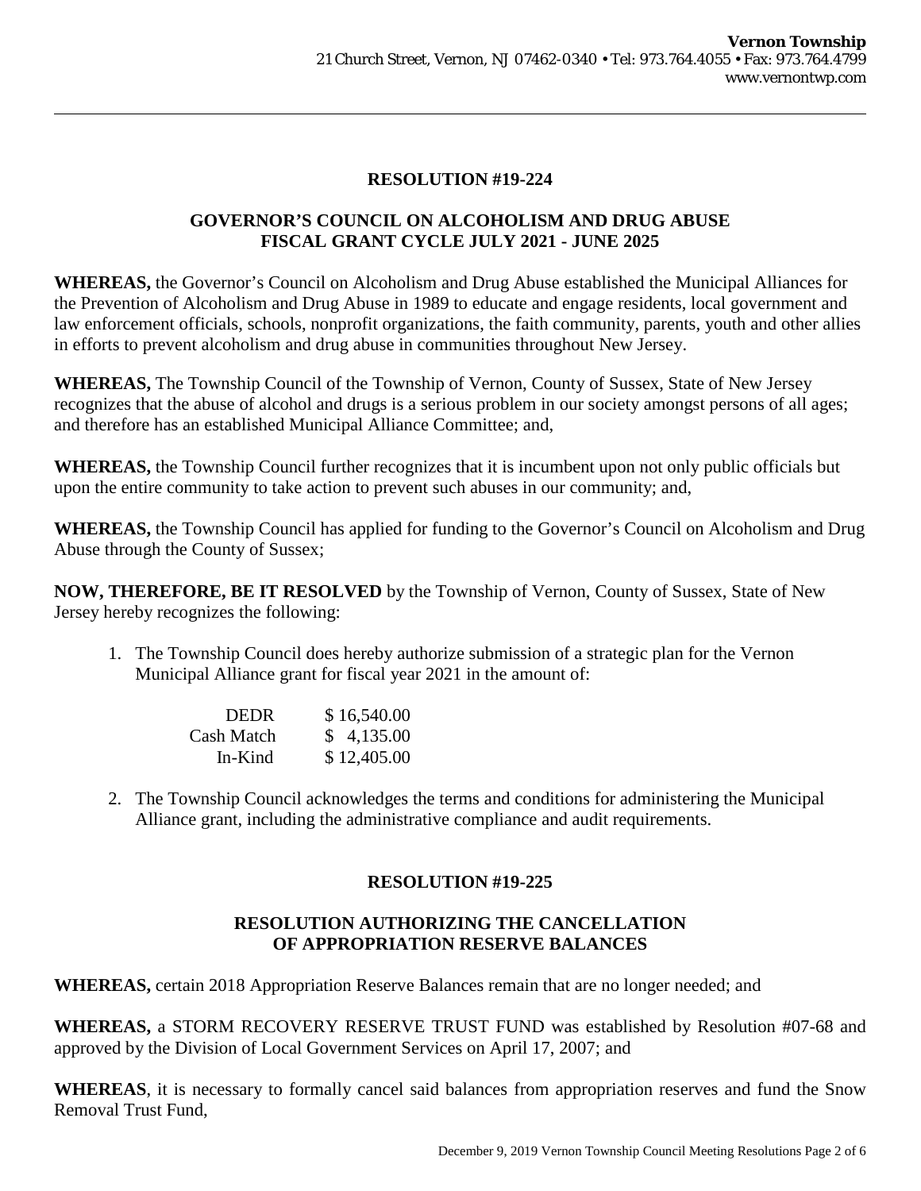**RESOLUTION #19-224**

**GOVERNOR'S COUNCIL ON ALCOHOLISM AND DRUG ABUSE FISCAL GRANT CYCLE JULY 2021 - JUNE 2025**

**WHEREAS,** the Governor's Council on Alcoholism and Drug Abuse established the Municipal Alliances for the Prevention of Alcoholism and Drug Abuse in 1989 to educate and engage residents, local government and law enforcement officials, schools, nonprofit organizations, the faith community, parents, youth and other allies in efforts to prevent alcoholism and drug abuse in communities throughout New Jersey.

**WHEREAS,** The Township Council of the Township of Vernon, County of Sussex, State of New Jersey recognizes that the abuse of alcohol and drugs is a serious problem in our society amongst persons of all ages; and therefore has an established Municipal Alliance Committee; and,

**WHEREAS,** the Township Council further recognizes that it is incumbent upon not only public officials but upon the entire community to take action to prevent such abuses in our community; and,

**WHEREAS,** the Township Council has applied for funding to the Governor's Council on Alcoholism and Drug Abuse through the County of Sussex;

**NOW, THEREFORE, BE IT RESOLVED** by the Township of Vernon, County of Sussex, State of New Jersey hereby recognizes the following:

1. The Township Council does hereby authorize submission of a strategic plan for the Vernon Municipal Alliance grant for fiscal year 2021 in the amount of:

| | |
|---|---|
| DEDR | $ 16,540.00 |
| Cash Match | $ 4,135.00 |
| In-Kind | $ 12,405.00 |

2. The Township Council acknowledges the terms and conditions for administering the Municipal Alliance grant, including the administrative compliance and audit requirements.

**RESOLUTION #19-225**

**RESOLUTION AUTHORIZING THE CANCELLATION OF APPROPRIATION RESERVE BALANCES**

**WHEREAS,** certain 2018 Appropriation Reserve Balances remain that are no longer needed; and

**WHEREAS,** a STORM RECOVERY RESERVE TRUST FUND was established by Resolution #07-68 and approved by the Division of Local Government Services on April 17, 2007; and

**WHEREAS**, it is necessary to formally cancel said balances from appropriation reserves and fund the Snow Removal Trust Fund,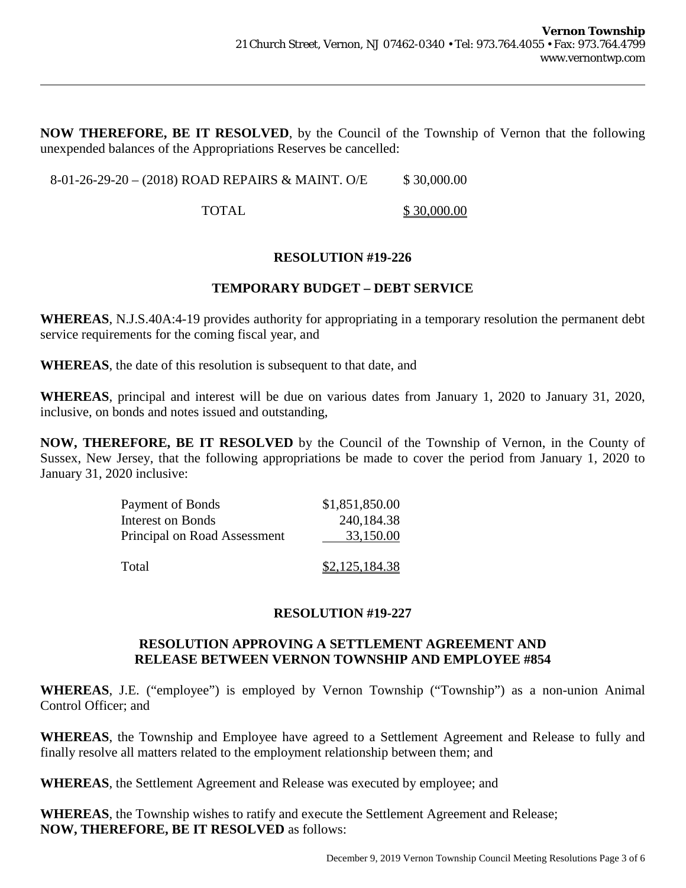**NOW THEREFORE, BE IT RESOLVED**, by the Council of the Township of Vernon that the following unexpended balances of the Appropriations Reserves be cancelled:

| | |
|---|---|
| 8-01-26-29-20 – (2018) ROAD REPAIRS & MAINT. O/E | $ 30,000.00 |
| TOTAL | $ 30,000.00 |

**RESOLUTION #19-226**

**TEMPORARY BUDGET – DEBT SERVICE**

**WHEREAS**, N.J.S.40A:4-19 provides authority for appropriating in a temporary resolution the permanent debt service requirements for the coming fiscal year, and

**WHEREAS**, the date of this resolution is subsequent to that date, and

**WHEREAS**, principal and interest will be due on various dates from January 1, 2020 to January 31, 2020, inclusive, on bonds and notes issued and outstanding,

**NOW, THEREFORE, BE IT RESOLVED** by the Council of the Township of Vernon, in the County of Sussex, New Jersey, that the following appropriations be made to cover the period from January 1, 2020 to January 31, 2020 inclusive:

| | |
|---|---|
| Payment of Bonds | $1,851,850.00 |
| Interest on Bonds | 240,184.38 |
| Principal on Road Assessment | 33,150.00 |
| Total | $2,125,184.38 |

**RESOLUTION #19-227**

**RESOLUTION APPROVING A SETTLEMENT AGREEMENT AND RELEASE BETWEEN VERNON TOWNSHIP AND EMPLOYEE #854**

**WHEREAS**, J.E. ("employee") is employed by Vernon Township ("Township") as a non-union Animal Control Officer; and

**WHEREAS**, the Township and Employee have agreed to a Settlement Agreement and Release to fully and finally resolve all matters related to the employment relationship between them; and

**WHEREAS**, the Settlement Agreement and Release was executed by employee; and

**WHEREAS**, the Township wishes to ratify and execute the Settlement Agreement and Release;
**NOW, THEREFORE, BE IT RESOLVED** as follows: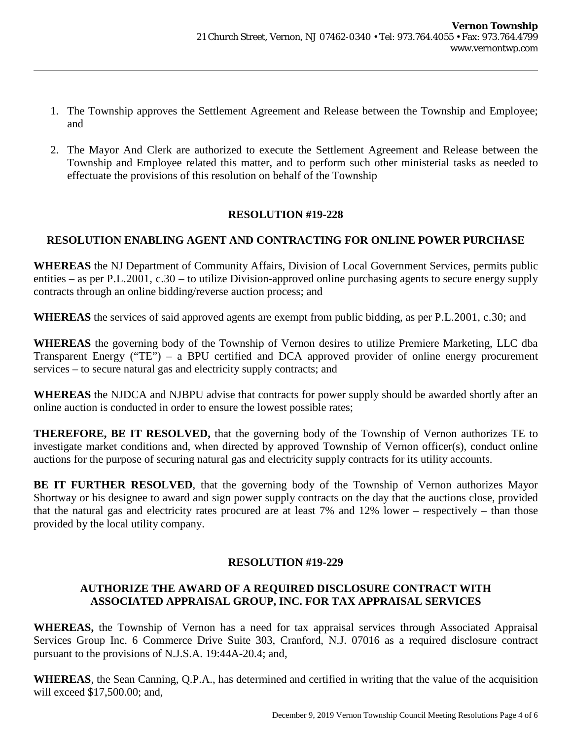1. The Township approves the Settlement Agreement and Release between the Township and Employee; and
2. The Mayor And Clerk are authorized to execute the Settlement Agreement and Release between the Township and Employee related this matter, and to perform such other ministerial tasks as needed to effectuate the provisions of this resolution on behalf of the Township

## RESOLUTION #19-228

## RESOLUTION ENABLING AGENT AND CONTRACTING FOR ONLINE POWER PURCHASE

**WHEREAS** the NJ Department of Community Affairs, Division of Local Government Services, permits public entities – as per P.L.2001, c.30 – to utilize Division-approved online purchasing agents to secure energy supply contracts through an online bidding/reverse auction process; and

**WHEREAS** the services of said approved agents are exempt from public bidding, as per P.L.2001, c.30; and

**WHEREAS** the governing body of the Township of Vernon desires to utilize Premiere Marketing, LLC dba Transparent Energy ("TE") – a BPU certified and DCA approved provider of online energy procurement services – to secure natural gas and electricity supply contracts; and

**WHEREAS** the NJDCA and NJBPU advise that contracts for power supply should be awarded shortly after an online auction is conducted in order to ensure the lowest possible rates;

**THEREFORE, BE IT RESOLVED,** that the governing body of the Township of Vernon authorizes TE to investigate market conditions and, when directed by approved Township of Vernon officer(s), conduct online auctions for the purpose of securing natural gas and electricity supply contracts for its utility accounts.

**BE IT FURTHER RESOLVED**, that the governing body of the Township of Vernon authorizes Mayor Shortway or his designee to award and sign power supply contracts on the day that the auctions close, provided that the natural gas and electricity rates procured are at least 7% and 12% lower – respectively – than those provided by the local utility company.

## RESOLUTION #19-229

## AUTHORIZE THE AWARD OF A REQUIRED DISCLOSURE CONTRACT WITH ASSOCIATED APPRAISAL GROUP, INC. FOR TAX APPRAISAL SERVICES

**WHEREAS,** the Township of Vernon has a need for tax appraisal services through Associated Appraisal Services Group Inc. 6 Commerce Drive Suite 303, Cranford, N.J. 07016 as a required disclosure contract pursuant to the provisions of N.J.S.A. 19:44A-20.4; and,

**WHEREAS**, the Sean Canning, Q.P.A., has determined and certified in writing that the value of the acquisition will exceed $17,500.00; and,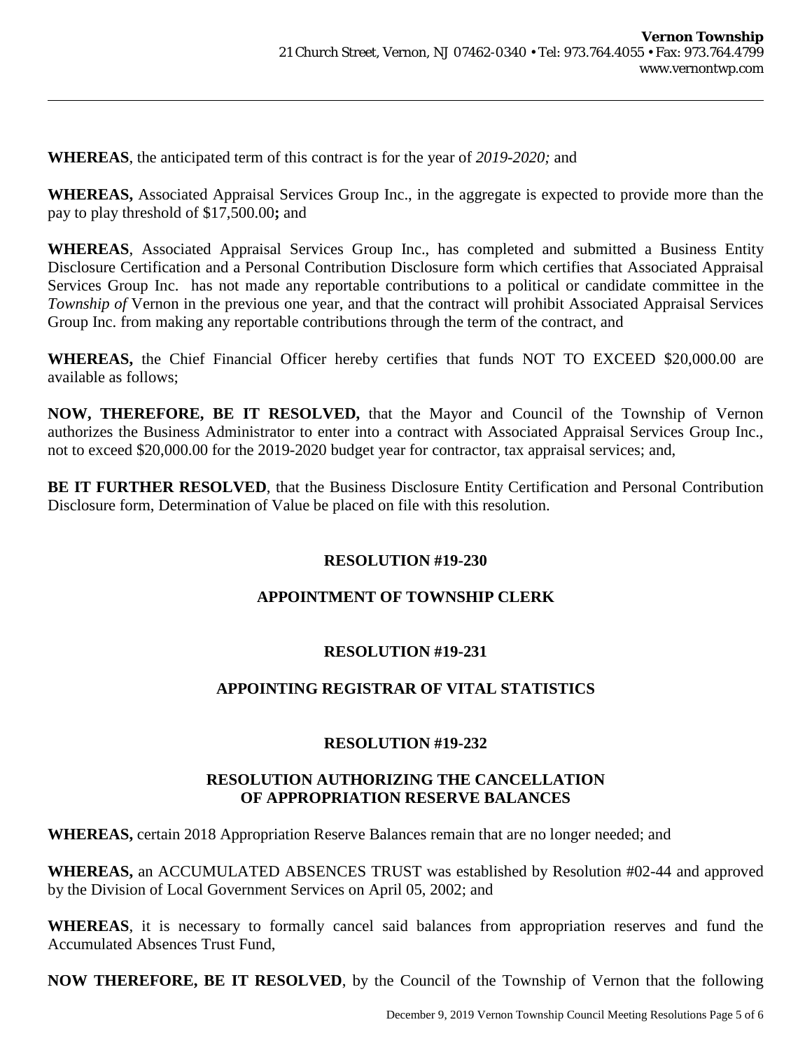**WHEREAS**, the anticipated term of this contract is for the year of *2019-2020;* and

**WHEREAS,** Associated Appraisal Services Group Inc., in the aggregate is expected to provide more than the pay to play threshold of $17,500.00**;** and

**WHEREAS**, Associated Appraisal Services Group Inc., has completed and submitted a Business Entity Disclosure Certification and a Personal Contribution Disclosure form which certifies that Associated Appraisal Services Group Inc. has not made any reportable contributions to a political or candidate committee in the *Township of* Vernon in the previous one year, and that the contract will prohibit Associated Appraisal Services Group Inc. from making any reportable contributions through the term of the contract, and

**WHEREAS,** the Chief Financial Officer hereby certifies that funds NOT TO EXCEED $20,000.00 are available as follows;

**NOW, THEREFORE, BE IT RESOLVED,** that the Mayor and Council of the Township of Vernon authorizes the Business Administrator to enter into a contract with Associated Appraisal Services Group Inc., not to exceed $20,000.00 for the 2019-2020 budget year for contractor, tax appraisal services; and,

**BE IT FURTHER RESOLVED**, that the Business Disclosure Entity Certification and Personal Contribution Disclosure form, Determination of Value be placed on file with this resolution.

**RESOLUTION #19-230**

**APPOINTMENT OF TOWNSHIP CLERK**

**RESOLUTION #19-231**

**APPOINTING REGISTRAR OF VITAL STATISTICS**

**RESOLUTION #19-232**

**RESOLUTION AUTHORIZING THE CANCELLATION OF APPROPRIATION RESERVE BALANCES**

**WHEREAS,** certain 2018 Appropriation Reserve Balances remain that are no longer needed; and

**WHEREAS,** an ACCUMULATED ABSENCES TRUST was established by Resolution #02-44 and approved by the Division of Local Government Services on April 05, 2002; and

**WHEREAS**, it is necessary to formally cancel said balances from appropriation reserves and fund the Accumulated Absences Trust Fund,

**NOW THEREFORE, BE IT RESOLVED**, by the Council of the Township of Vernon that the following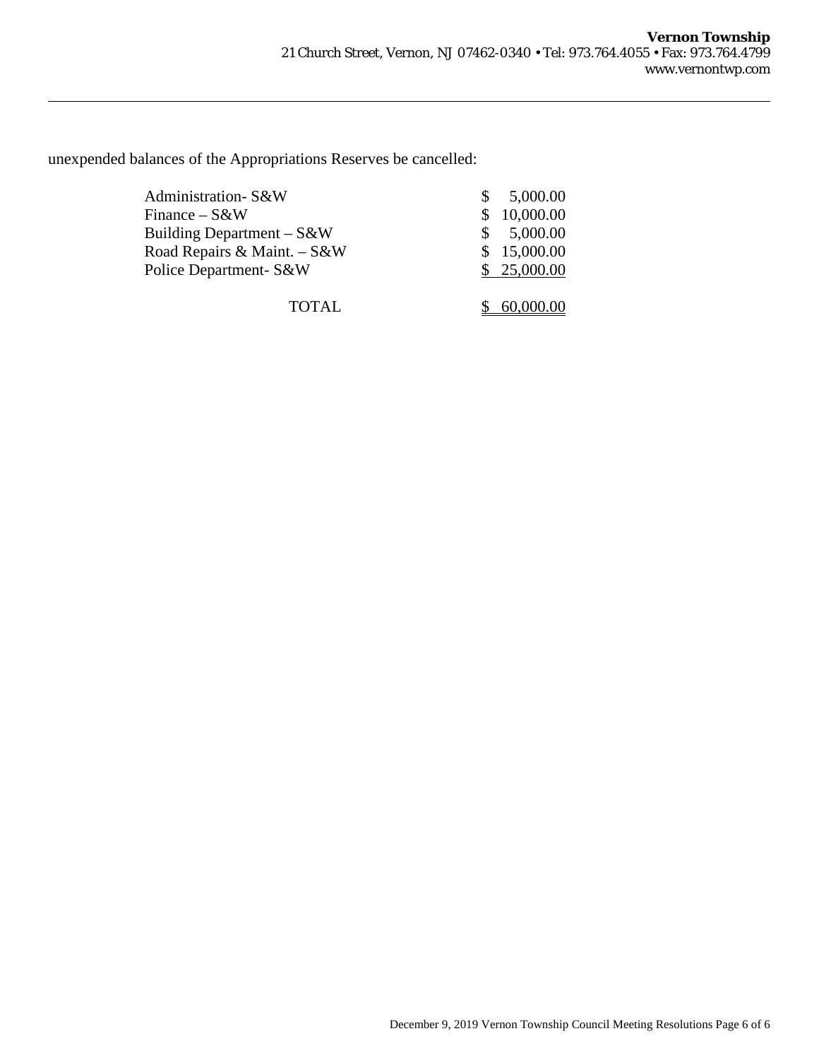unexpended balances of the Appropriations Reserves be cancelled:

| | |
|---|---|
| Administration- S&W | $ 5,000.00 |
| Finance – S&W | $ 10,000.00 |
| Building Department – S&W | $ 5,000.00 |
| Road Repairs & Maint. – S&W | $ 15,000.00 |
| Police Department- S&W | $ 25,000.00 |
| TOTAL | $ 60,000.00 |